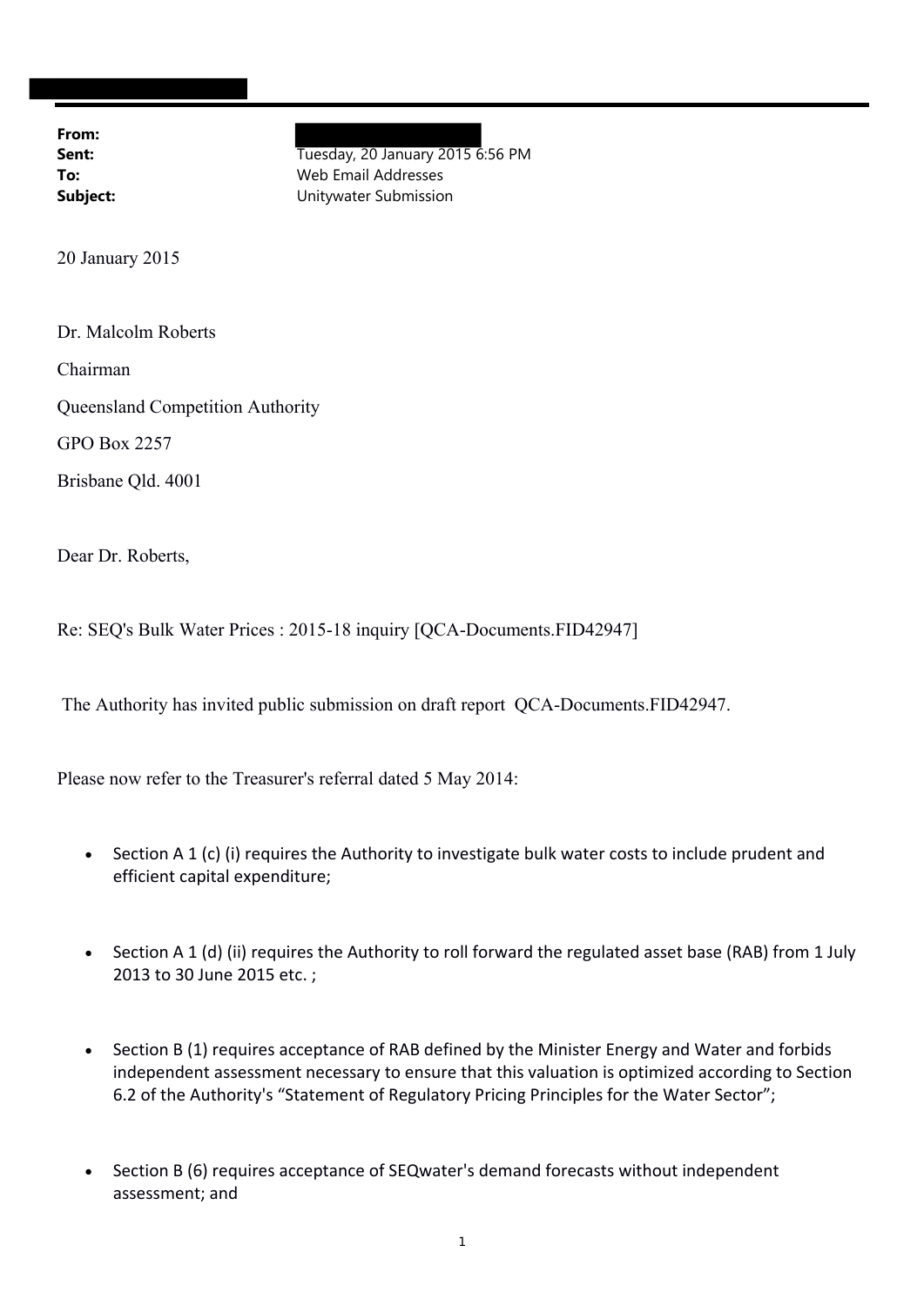**From:**
**Sent:** Tuesday, 20 January 2015 6:56 PM
**To:** Web Email Addresses
**Subject:** Unitywater Submission

20 January 2015

Dr. Malcolm Roberts

Chairman

Queensland Competition Authority

GPO Box 2257

Brisbane Qld. 4001

Dear Dr. Roberts,

Re: SEQ's Bulk Water Prices : 2015-18 inquiry [QCA-Documents.FID42947]

The Authority has invited public submission on draft report QCA-Documents.FID42947.

Please now refer to the Treasurer's referral dated 5 May 2014:

- Section A 1 (c) (i) requires the Authority to investigate bulk water costs to include prudent and efficient capital expenditure;
- Section A 1 (d) (ii) requires the Authority to roll forward the regulated asset base (RAB) from 1 July 2013 to 30 June 2015 etc. ;
- Section B (1) requires acceptance of RAB defined by the Minister Energy and Water and forbids independent assessment necessary to ensure that this valuation is optimized according to Section 6.2 of the Authority's "Statement of Regulatory Pricing Principles for the Water Sector";
- Section B (6) requires acceptance of SEQwater's demand forecasts without independent assessment; and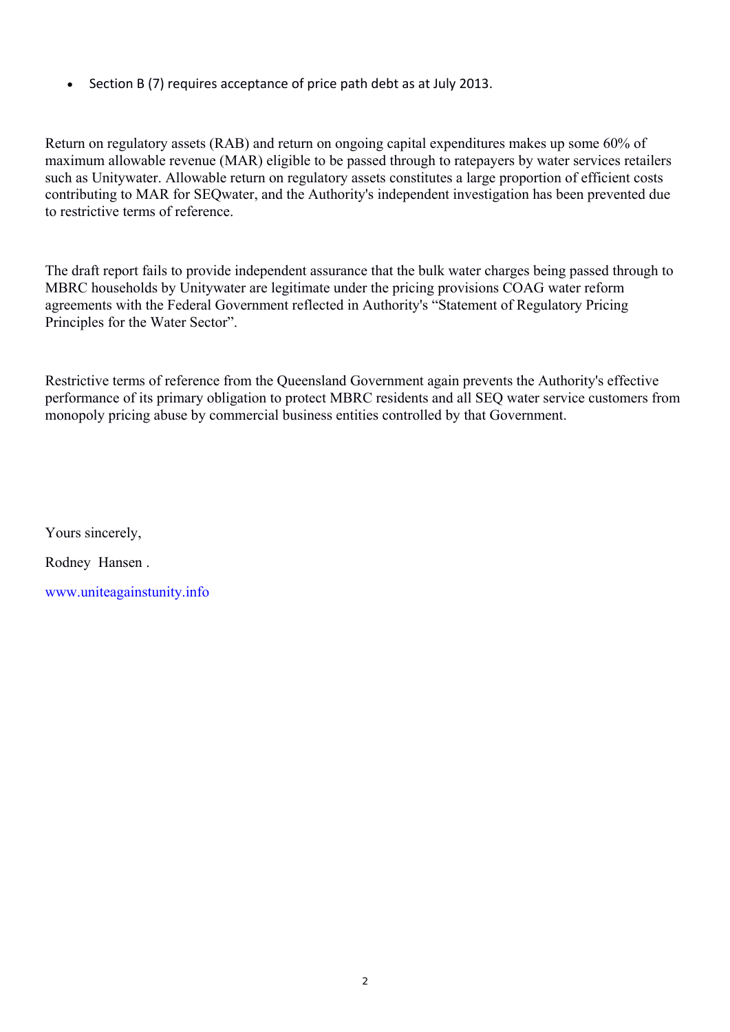- Section B (7) requires acceptance of price path debt as at July 2013.

Return on regulatory assets (RAB) and return on ongoing capital expenditures makes up some 60% of maximum allowable revenue (MAR) eligible to be passed through to ratepayers by water services retailers such as Unitywater. Allowable return on regulatory assets constitutes a large proportion of efficient costs contributing to MAR for SEQwater, and the Authority's independent investigation has been prevented due to restrictive terms of reference.

The draft report fails to provide independent assurance that the bulk water charges being passed through to MBRC households by Unitywater are legitimate under the pricing provisions COAG water reform agreements with the Federal Government reflected in Authority's "Statement of Regulatory Pricing Principles for the Water Sector".

Restrictive terms of reference from the Queensland Government again prevents the Authority's effective performance of its primary obligation to protect MBRC residents and all SEQ water service customers from monopoly pricing abuse by commercial business entities controlled by that Government.

Yours sincerely,

Rodney Hansen .

www.uniteagainstunity.info